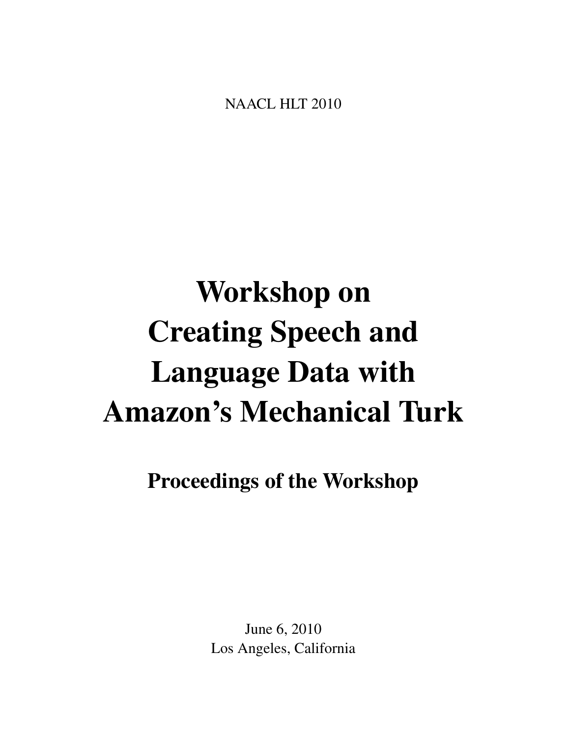NAACL HLT 2010

# Workshop on Creating Speech and Language Data with Amazon's Mechanical Turk

## Proceedings of the Workshop

June 6, 2010
Los Angeles, California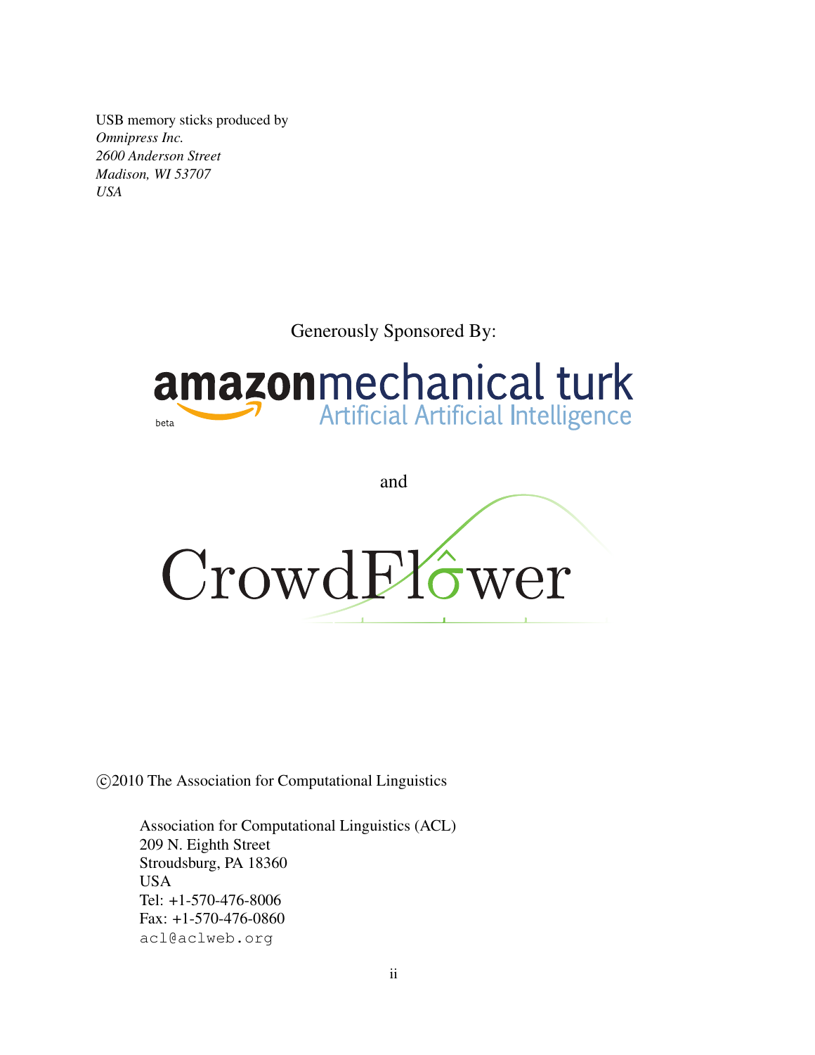USB memory sticks produced by
*Omnipress Inc.*
*2600 Anderson Street*
*Madison, WI 53707*
*USA*

Generously Sponsored By:

amazon mechanical turk
Artificial Artificial Intelligence
beta

and

CrowdFlower

©2010 The Association for Computational Linguistics

Association for Computational Linguistics (ACL)
209 N. Eighth Street
Stroudsburg, PA 18360
USA
Tel: +1-570-476-8006
Fax: +1-570-476-0860
acl@aclweb.org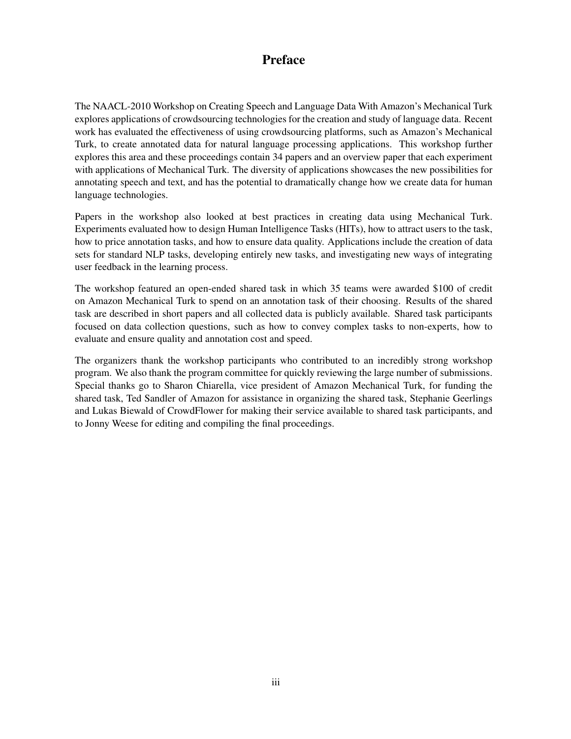# Preface

The NAACL-2010 Workshop on Creating Speech and Language Data With Amazon's Mechanical Turk explores applications of crowdsourcing technologies for the creation and study of language data. Recent work has evaluated the effectiveness of using crowdsourcing platforms, such as Amazon's Mechanical Turk, to create annotated data for natural language processing applications. This workshop further explores this area and these proceedings contain 34 papers and an overview paper that each experiment with applications of Mechanical Turk. The diversity of applications showcases the new possibilities for annotating speech and text, and has the potential to dramatically change how we create data for human language technologies.

Papers in the workshop also looked at best practices in creating data using Mechanical Turk. Experiments evaluated how to design Human Intelligence Tasks (HITs), how to attract users to the task, how to price annotation tasks, and how to ensure data quality. Applications include the creation of data sets for standard NLP tasks, developing entirely new tasks, and investigating new ways of integrating user feedback in the learning process.

The workshop featured an open-ended shared task in which 35 teams were awarded $100 of credit on Amazon Mechanical Turk to spend on an annotation task of their choosing. Results of the shared task are described in short papers and all collected data is publicly available. Shared task participants focused on data collection questions, such as how to convey complex tasks to non-experts, how to evaluate and ensure quality and annotation cost and speed.

The organizers thank the workshop participants who contributed to an incredibly strong workshop program. We also thank the program committee for quickly reviewing the large number of submissions. Special thanks go to Sharon Chiarella, vice president of Amazon Mechanical Turk, for funding the shared task, Ted Sandler of Amazon for assistance in organizing the shared task, Stephanie Geerlings and Lukas Biewald of CrowdFlower for making their service available to shared task participants, and to Jonny Weese for editing and compiling the final proceedings.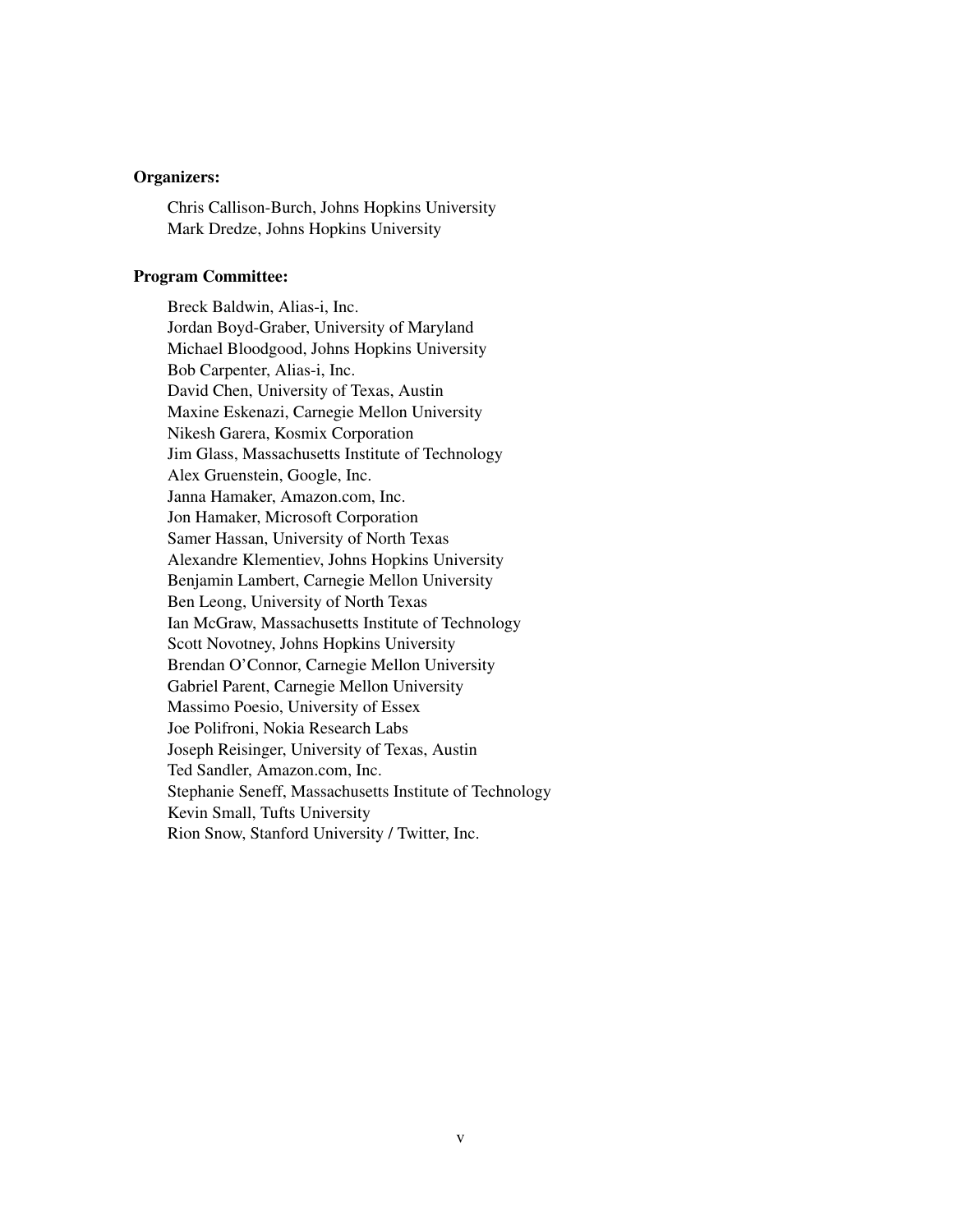**Organizers:**

Chris Callison-Burch, Johns Hopkins University
Mark Dredze, Johns Hopkins University

**Program Committee:**

Breck Baldwin, Alias-i, Inc.
Jordan Boyd-Graber, University of Maryland
Michael Bloodgood, Johns Hopkins University
Bob Carpenter, Alias-i, Inc.
David Chen, University of Texas, Austin
Maxine Eskenazi, Carnegie Mellon University
Nikesh Garera, Kosmix Corporation
Jim Glass, Massachusetts Institute of Technology
Alex Gruenstein, Google, Inc.
Janna Hamaker, Amazon.com, Inc.
Jon Hamaker, Microsoft Corporation
Samer Hassan, University of North Texas
Alexandre Klementiev, Johns Hopkins University
Benjamin Lambert, Carnegie Mellon University
Ben Leong, University of North Texas
Ian McGraw, Massachusetts Institute of Technology
Scott Novotney, Johns Hopkins University
Brendan O'Connor, Carnegie Mellon University
Gabriel Parent, Carnegie Mellon University
Massimo Poesio, University of Essex
Joe Polifroni, Nokia Research Labs
Joseph Reisinger, University of Texas, Austin
Ted Sandler, Amazon.com, Inc.
Stephanie Seneff, Massachusetts Institute of Technology
Kevin Small, Tufts University
Rion Snow, Stanford University / Twitter, Inc.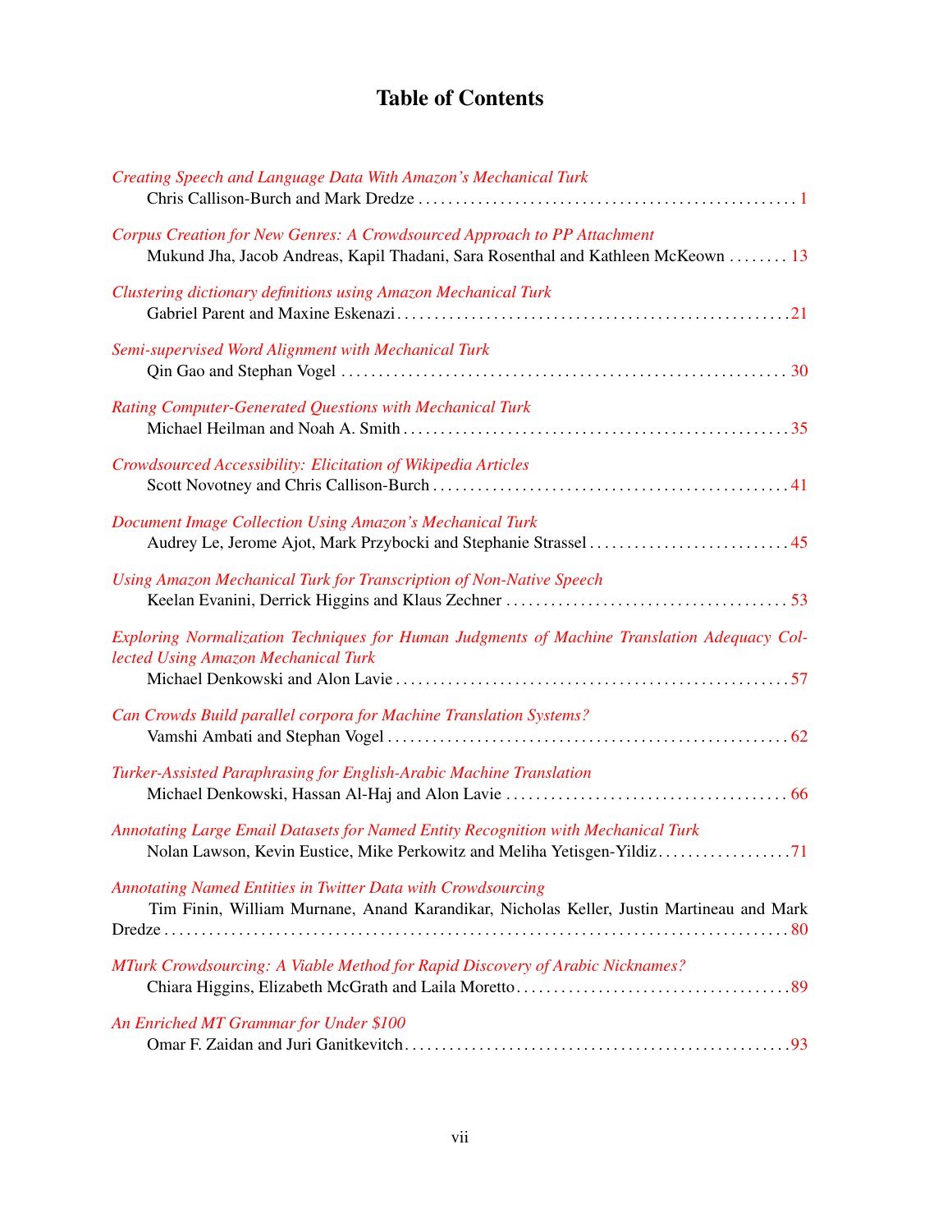# Table of Contents

*Creating Speech and Language Data With Amazon's Mechanical Turk*
Chris Callison-Burch and Mark Dredze . . . . . . . . . . 1

*Corpus Creation for New Genres: A Crowdsourced Approach to PP Attachment*
Mukund Jha, Jacob Andreas, Kapil Thadani, Sara Rosenthal and Kathleen McKeown . . . . . . . . 13

*Clustering dictionary definitions using Amazon Mechanical Turk*
Gabriel Parent and Maxine Eskenazi . . . . . . . . . . 21

*Semi-supervised Word Alignment with Mechanical Turk*
Qin Gao and Stephan Vogel . . . . . . . . . . 30

*Rating Computer-Generated Questions with Mechanical Turk*
Michael Heilman and Noah A. Smith . . . . . . . . . . 35

*Crowdsourced Accessibility: Elicitation of Wikipedia Articles*
Scott Novotney and Chris Callison-Burch . . . . . . . . . . 41

*Document Image Collection Using Amazon's Mechanical Turk*
Audrey Le, Jerome Ajot, Mark Przybocki and Stephanie Strassel . . . . . . . . . . 45

*Using Amazon Mechanical Turk for Transcription of Non-Native Speech*
Keelan Evanini, Derrick Higgins and Klaus Zechner . . . . . . . . . . 53

*Exploring Normalization Techniques for Human Judgments of Machine Translation Adequacy Collected Using Amazon Mechanical Turk*
Michael Denkowski and Alon Lavie . . . . . . . . . . 57

*Can Crowds Build parallel corpora for Machine Translation Systems?*
Vamshi Ambati and Stephan Vogel . . . . . . . . . . 62

*Turker-Assisted Paraphrasing for English-Arabic Machine Translation*
Michael Denkowski, Hassan Al-Haj and Alon Lavie . . . . . . . . . . 66

*Annotating Large Email Datasets for Named Entity Recognition with Mechanical Turk*
Nolan Lawson, Kevin Eustice, Mike Perkowitz and Meliha Yetisgen-Yildiz . . . . . . . . . . 71

*Annotating Named Entities in Twitter Data with Crowdsourcing*
Tim Finin, William Murnane, Anand Karandikar, Nicholas Keller, Justin Martineau and Mark Dredze . . . . . . . . . . 80

*MTurk Crowdsourcing: A Viable Method for Rapid Discovery of Arabic Nicknames?*
Chiara Higgins, Elizabeth McGrath and Laila Moretto . . . . . . . . . . 89

*An Enriched MT Grammar for Under $100*
Omar F. Zaidan and Juri Ganitkevitch . . . . . . . . . . 93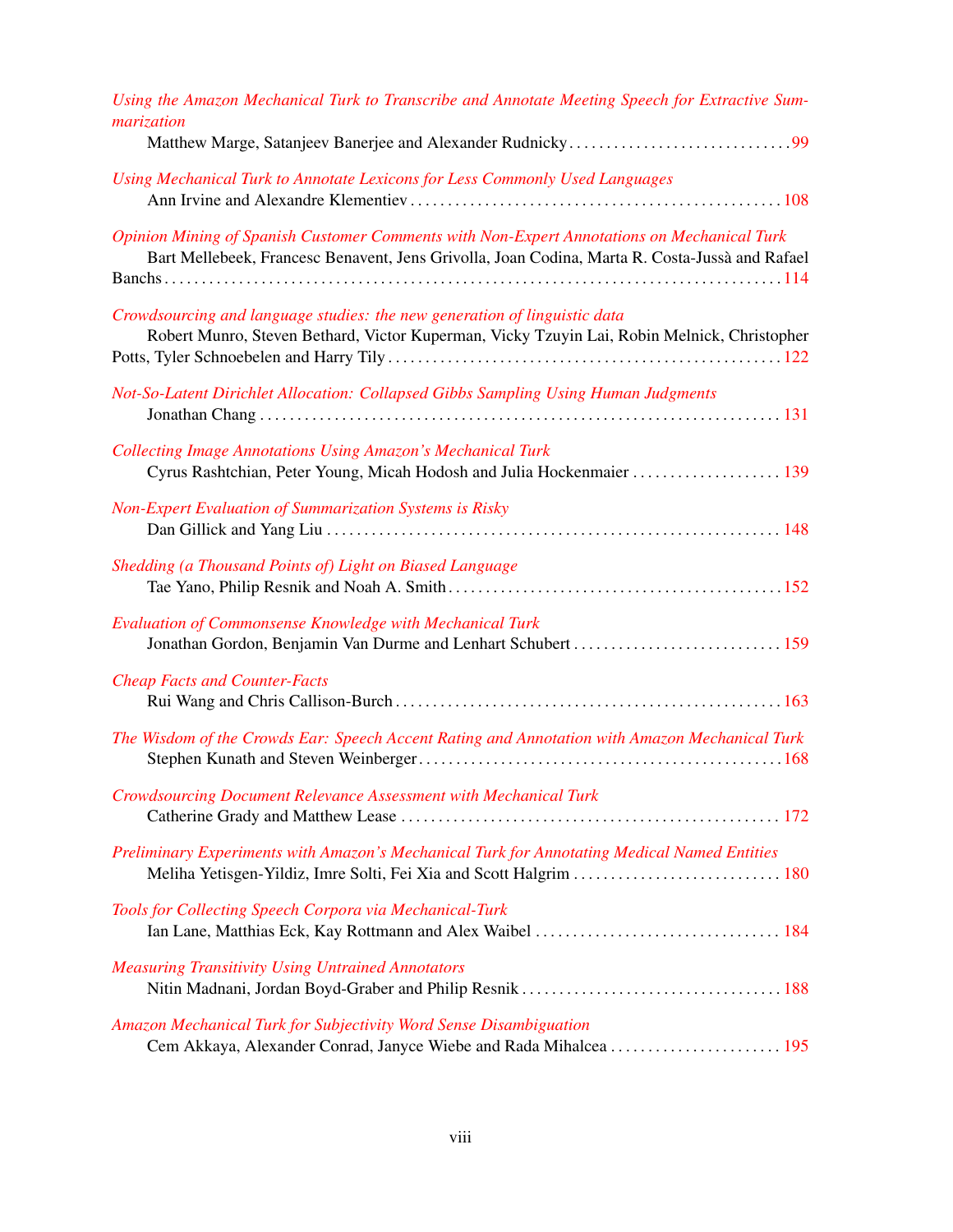*Using the Amazon Mechanical Turk to Transcribe and Annotate Meeting Speech for Extractive Summarization*
Matthew Marge, Satanjeev Banerjee and Alexander Rudnicky . . . . . . . . . . 99

*Using Mechanical Turk to Annotate Lexicons for Less Commonly Used Languages*
Ann Irvine and Alexandre Klementiev . . . . . . . . . . 108

*Opinion Mining of Spanish Customer Comments with Non-Expert Annotations on Mechanical Turk*
Bart Mellebeek, Francesc Benavent, Jens Grivolla, Joan Codina, Marta R. Costa-Jussà and Rafael Banchs . . . . . . . . . . 114

*Crowdsourcing and language studies: the new generation of linguistic data*
Robert Munro, Steven Bethard, Victor Kuperman, Vicky Tzuyin Lai, Robin Melnick, Christopher Potts, Tyler Schnoebelen and Harry Tily . . . . . . . . . . 122

*Not-So-Latent Dirichlet Allocation: Collapsed Gibbs Sampling Using Human Judgments*
Jonathan Chang . . . . . . . . . . 131

*Collecting Image Annotations Using Amazon's Mechanical Turk*
Cyrus Rashtchian, Peter Young, Micah Hodosh and Julia Hockenmaier . . . . . . . . . . 139

*Non-Expert Evaluation of Summarization Systems is Risky*
Dan Gillick and Yang Liu . . . . . . . . . . 148

*Shedding (a Thousand Points of) Light on Biased Language*
Tae Yano, Philip Resnik and Noah A. Smith . . . . . . . . . . 152

*Evaluation of Commonsense Knowledge with Mechanical Turk*
Jonathan Gordon, Benjamin Van Durme and Lenhart Schubert . . . . . . . . . . 159

*Cheap Facts and Counter-Facts*
Rui Wang and Chris Callison-Burch . . . . . . . . . . 163

*The Wisdom of the Crowds Ear: Speech Accent Rating and Annotation with Amazon Mechanical Turk*
Stephen Kunath and Steven Weinberger . . . . . . . . . . 168

*Crowdsourcing Document Relevance Assessment with Mechanical Turk*
Catherine Grady and Matthew Lease . . . . . . . . . . 172

*Preliminary Experiments with Amazon's Mechanical Turk for Annotating Medical Named Entities*
Meliha Yetisgen-Yildiz, Imre Solti, Fei Xia and Scott Halgrim . . . . . . . . . . 180

*Tools for Collecting Speech Corpora via Mechanical-Turk*
Ian Lane, Matthias Eck, Kay Rottmann and Alex Waibel . . . . . . . . . . 184

*Measuring Transitivity Using Untrained Annotators*
Nitin Madnani, Jordan Boyd-Graber and Philip Resnik . . . . . . . . . . 188

*Amazon Mechanical Turk for Subjectivity Word Sense Disambiguation*
Cem Akkaya, Alexander Conrad, Janyce Wiebe and Rada Mihalcea . . . . . . . . . . 195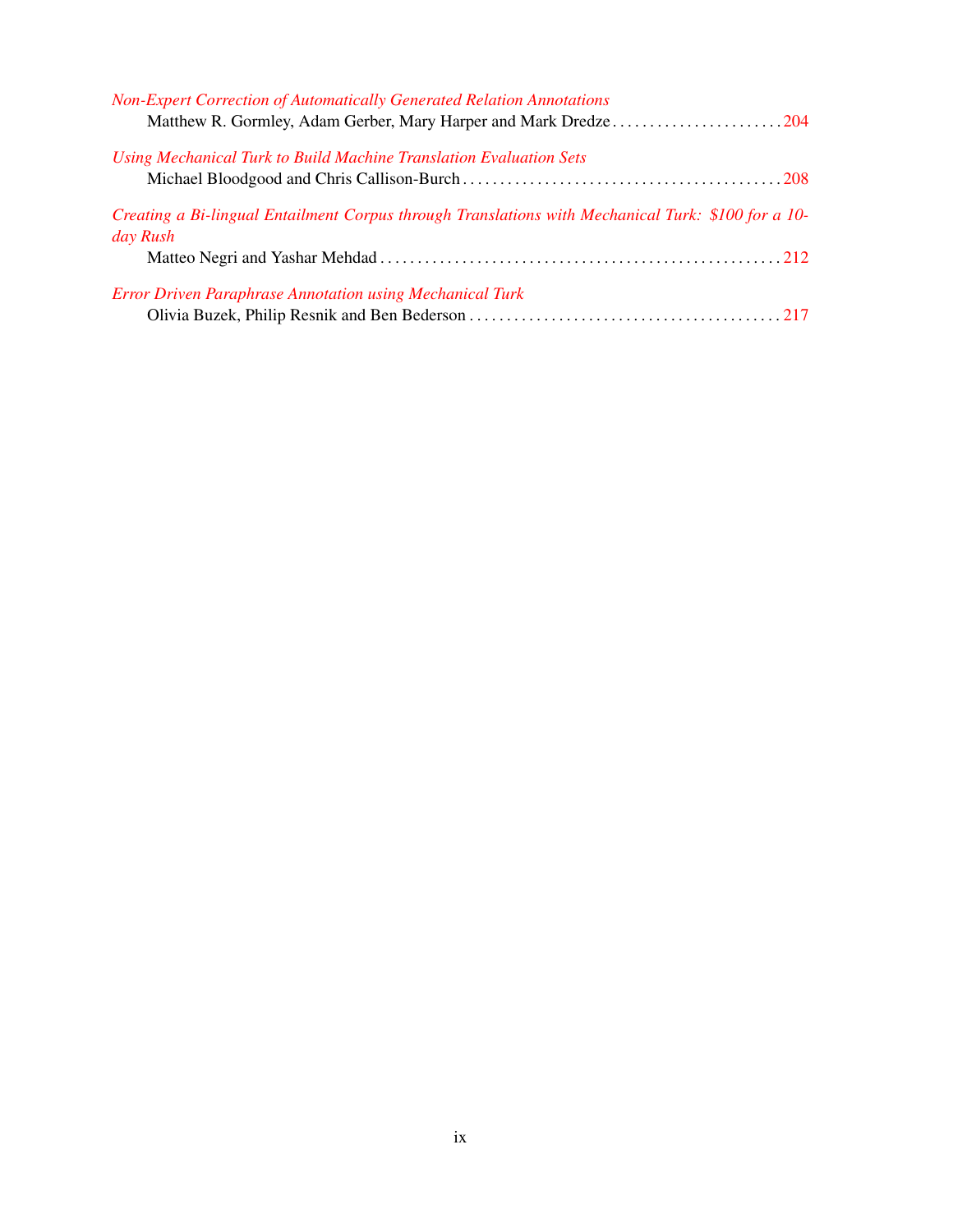*Non-Expert Correction of Automatically Generated Relation Annotations*
Matthew R. Gormley, Adam Gerber, Mary Harper and Mark Dredze . . . . . . . . . . . . . . . . . . . . . . . 204

*Using Mechanical Turk to Build Machine Translation Evaluation Sets*
Michael Bloodgood and Chris Callison-Burch . . . . . . . . . . . . . . . . . . . . . . . . . . . . . . . . . . . . . . . . . . 208

*Creating a Bi-lingual Entailment Corpus through Translations with Mechanical Turk: $100 for a 10-day Rush*
Matteo Negri and Yashar Mehdad . . . . . . . . . . . . . . . . . . . . . . . . . . . . . . . . . . . . . . . . . . . . . . . . . . . . 212

*Error Driven Paraphrase Annotation using Mechanical Turk*
Olivia Buzek, Philip Resnik and Ben Bederson . . . . . . . . . . . . . . . . . . . . . . . . . . . . . . . . . . . . . . . . . 217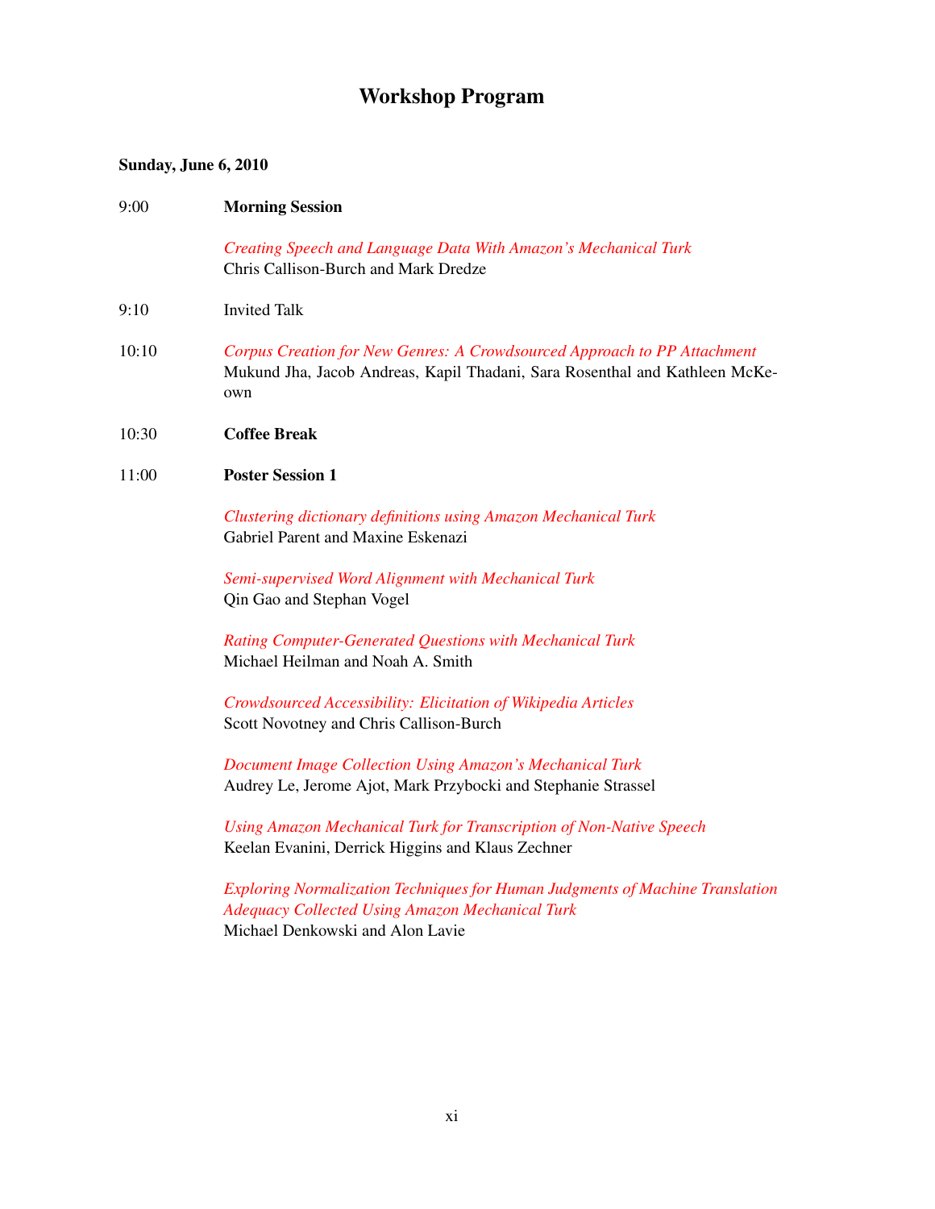# Workshop Program

**Sunday, June 6, 2010**

9:00 **Morning Session**

*Creating Speech and Language Data With Amazon's Mechanical Turk*
Chris Callison-Burch and Mark Dredze

9:10 Invited Talk

10:10 *Corpus Creation for New Genres: A Crowdsourced Approach to PP Attachment*
Mukund Jha, Jacob Andreas, Kapil Thadani, Sara Rosenthal and Kathleen McKeown

10:30 **Coffee Break**

11:00 **Poster Session 1**

*Clustering dictionary definitions using Amazon Mechanical Turk*
Gabriel Parent and Maxine Eskenazi

*Semi-supervised Word Alignment with Mechanical Turk*
Qin Gao and Stephan Vogel

*Rating Computer-Generated Questions with Mechanical Turk*
Michael Heilman and Noah A. Smith

*Crowdsourced Accessibility: Elicitation of Wikipedia Articles*
Scott Novotney and Chris Callison-Burch

*Document Image Collection Using Amazon's Mechanical Turk*
Audrey Le, Jerome Ajot, Mark Przybocki and Stephanie Strassel

*Using Amazon Mechanical Turk for Transcription of Non-Native Speech*
Keelan Evanini, Derrick Higgins and Klaus Zechner

*Exploring Normalization Techniques for Human Judgments of Machine Translation Adequacy Collected Using Amazon Mechanical Turk*
Michael Denkowski and Alon Lavie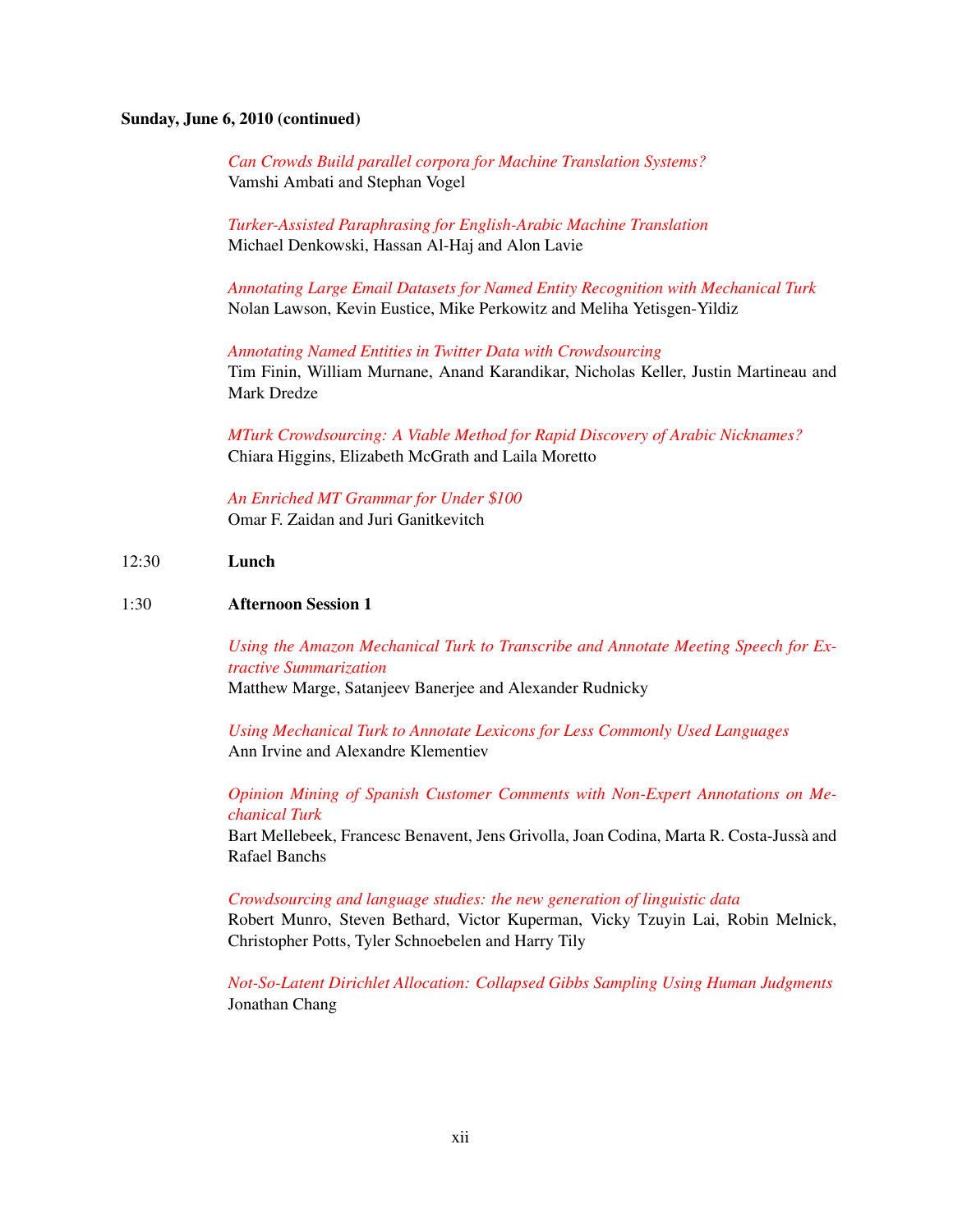**Sunday, June 6, 2010 (continued)**

*Can Crowds Build parallel corpora for Machine Translation Systems?*
Vamshi Ambati and Stephan Vogel

*Turker-Assisted Paraphrasing for English-Arabic Machine Translation*
Michael Denkowski, Hassan Al-Haj and Alon Lavie

*Annotating Large Email Datasets for Named Entity Recognition with Mechanical Turk*
Nolan Lawson, Kevin Eustice, Mike Perkowitz and Meliha Yetisgen-Yildiz

*Annotating Named Entities in Twitter Data with Crowdsourcing*
Tim Finin, William Murnane, Anand Karandikar, Nicholas Keller, Justin Martineau and Mark Dredze

*MTurk Crowdsourcing: A Viable Method for Rapid Discovery of Arabic Nicknames?*
Chiara Higgins, Elizabeth McGrath and Laila Moretto

*An Enriched MT Grammar for Under $100*
Omar F. Zaidan and Juri Ganitkevitch

12:30 **Lunch**

1:30 **Afternoon Session 1**

*Using the Amazon Mechanical Turk to Transcribe and Annotate Meeting Speech for Extractive Summarization*
Matthew Marge, Satanjeev Banerjee and Alexander Rudnicky

*Using Mechanical Turk to Annotate Lexicons for Less Commonly Used Languages*
Ann Irvine and Alexandre Klementiev

*Opinion Mining of Spanish Customer Comments with Non-Expert Annotations on Mechanical Turk*
Bart Mellebeek, Francesc Benavent, Jens Grivolla, Joan Codina, Marta R. Costa-Jussà and Rafael Banchs

*Crowdsourcing and language studies: the new generation of linguistic data*
Robert Munro, Steven Bethard, Victor Kuperman, Vicky Tzuyin Lai, Robin Melnick, Christopher Potts, Tyler Schnoebelen and Harry Tily

*Not-So-Latent Dirichlet Allocation: Collapsed Gibbs Sampling Using Human Judgments*
Jonathan Chang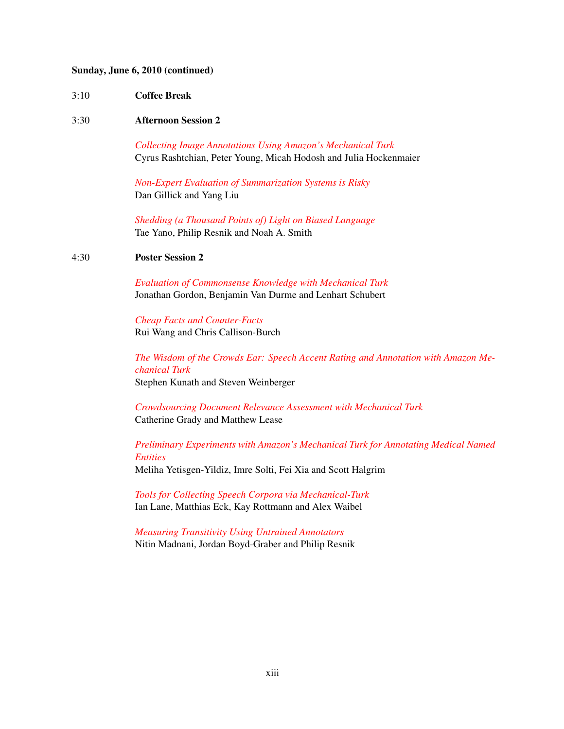**Sunday, June 6, 2010 (continued)**

3:10 **Coffee Break**

3:30 **Afternoon Session 2**

*Collecting Image Annotations Using Amazon's Mechanical Turk*
Cyrus Rashtchian, Peter Young, Micah Hodosh and Julia Hockenmaier

*Non-Expert Evaluation of Summarization Systems is Risky*
Dan Gillick and Yang Liu

*Shedding (a Thousand Points of) Light on Biased Language*
Tae Yano, Philip Resnik and Noah A. Smith

4:30 **Poster Session 2**

*Evaluation of Commonsense Knowledge with Mechanical Turk*
Jonathan Gordon, Benjamin Van Durme and Lenhart Schubert

*Cheap Facts and Counter-Facts*
Rui Wang and Chris Callison-Burch

*The Wisdom of the Crowds Ear: Speech Accent Rating and Annotation with Amazon Mechanical Turk*
Stephen Kunath and Steven Weinberger

*Crowdsourcing Document Relevance Assessment with Mechanical Turk*
Catherine Grady and Matthew Lease

*Preliminary Experiments with Amazon's Mechanical Turk for Annotating Medical Named Entities*
Meliha Yetisgen-Yildiz, Imre Solti, Fei Xia and Scott Halgrim

*Tools for Collecting Speech Corpora via Mechanical-Turk*
Ian Lane, Matthias Eck, Kay Rottmann and Alex Waibel

*Measuring Transitivity Using Untrained Annotators*
Nitin Madnani, Jordan Boyd-Graber and Philip Resnik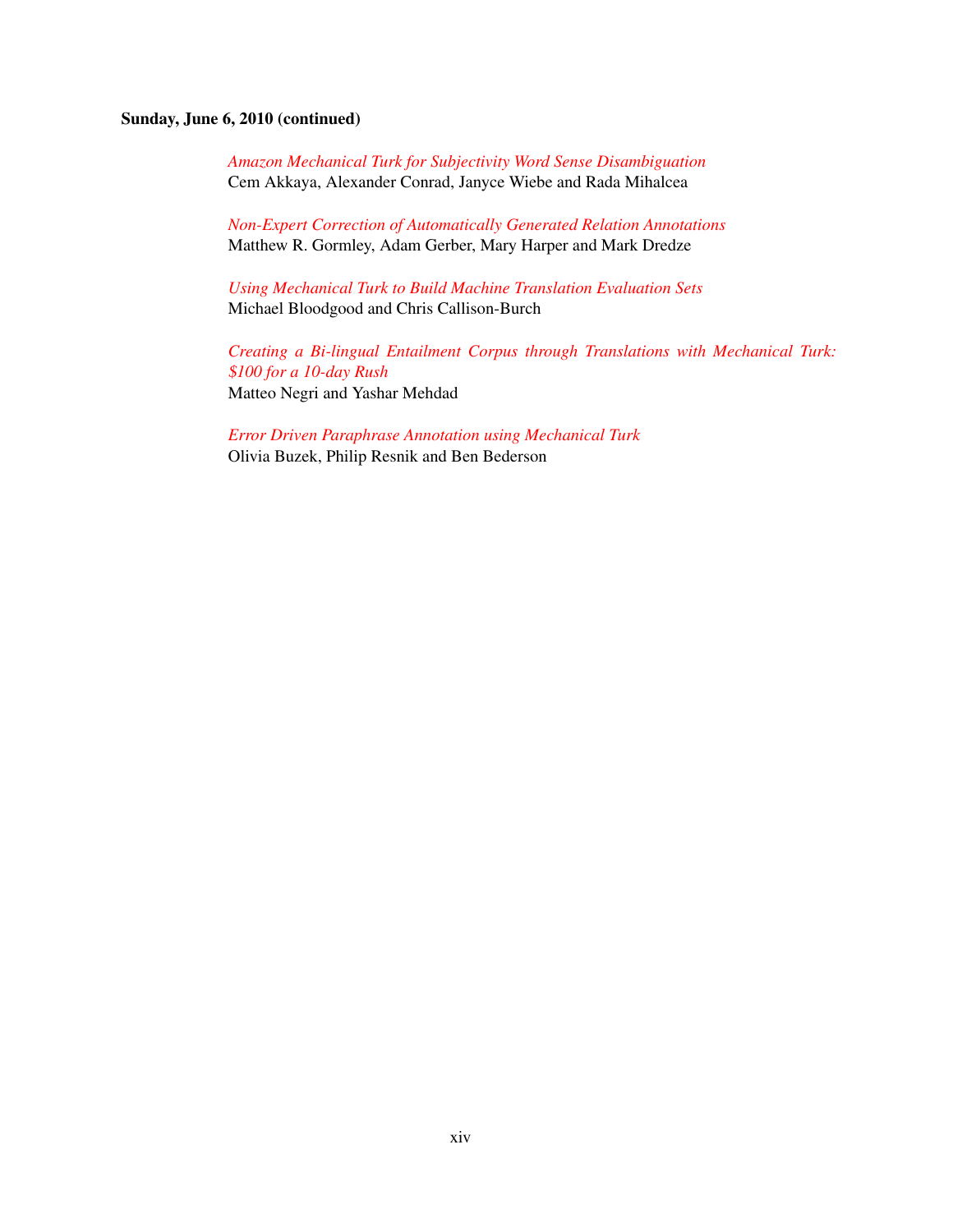**Sunday, June 6, 2010 (continued)**

*Amazon Mechanical Turk for Subjectivity Word Sense Disambiguation*
Cem Akkaya, Alexander Conrad, Janyce Wiebe and Rada Mihalcea

*Non-Expert Correction of Automatically Generated Relation Annotations*
Matthew R. Gormley, Adam Gerber, Mary Harper and Mark Dredze

*Using Mechanical Turk to Build Machine Translation Evaluation Sets*
Michael Bloodgood and Chris Callison-Burch

*Creating a Bi-lingual Entailment Corpus through Translations with Mechanical Turk: $100 for a 10-day Rush*
Matteo Negri and Yashar Mehdad

*Error Driven Paraphrase Annotation using Mechanical Turk*
Olivia Buzek, Philip Resnik and Ben Bederson